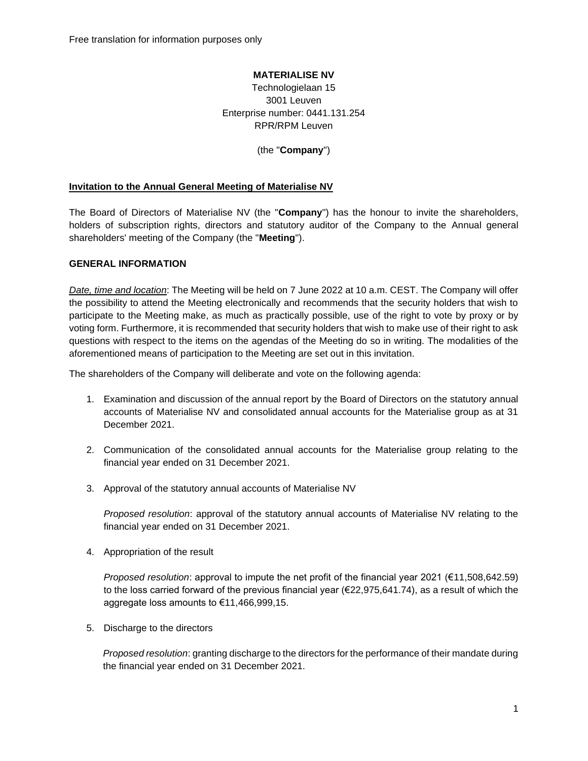Free translation for information purposes only

**MATERIALISE NV**
Technologielaan 15
3001 Leuven
Enterprise number: 0441.131.254
RPR/RPM Leuven

(the "**Company**")

## Invitation to the Annual General Meeting of Materialise NV

The Board of Directors of Materialise NV (the "**Company**") has the honour to invite the shareholders, holders of subscription rights, directors and statutory auditor of the Company to the Annual general shareholders' meeting of the Company (the "**Meeting**").

## GENERAL INFORMATION

*Date, time and location*: The Meeting will be held on 7 June 2022 at 10 a.m. CEST. The Company will offer the possibility to attend the Meeting electronically and recommends that the security holders that wish to participate to the Meeting make, as much as practically possible, use of the right to vote by proxy or by voting form. Furthermore, it is recommended that security holders that wish to make use of their right to ask questions with respect to the items on the agendas of the Meeting do so in writing. The modalities of the aforementioned means of participation to the Meeting are set out in this invitation.

The shareholders of the Company will deliberate and vote on the following agenda:

1. Examination and discussion of the annual report by the Board of Directors on the statutory annual accounts of Materialise NV and consolidated annual accounts for the Materialise group as at 31 December 2021.

2. Communication of the consolidated annual accounts for the Materialise group relating to the financial year ended on 31 December 2021.

3. Approval of the statutory annual accounts of Materialise NV

   *Proposed resolution*: approval of the statutory annual accounts of Materialise NV relating to the financial year ended on 31 December 2021.

4. Appropriation of the result

   *Proposed resolution*: approval to impute the net profit of the financial year 2021 (€11,508,642.59) to the loss carried forward of the previous financial year (€22,975,641.74), as a result of which the aggregate loss amounts to €11,466,999,15.

5. Discharge to the directors

   *Proposed resolution*: granting discharge to the directors for the performance of their mandate during the financial year ended on 31 December 2021.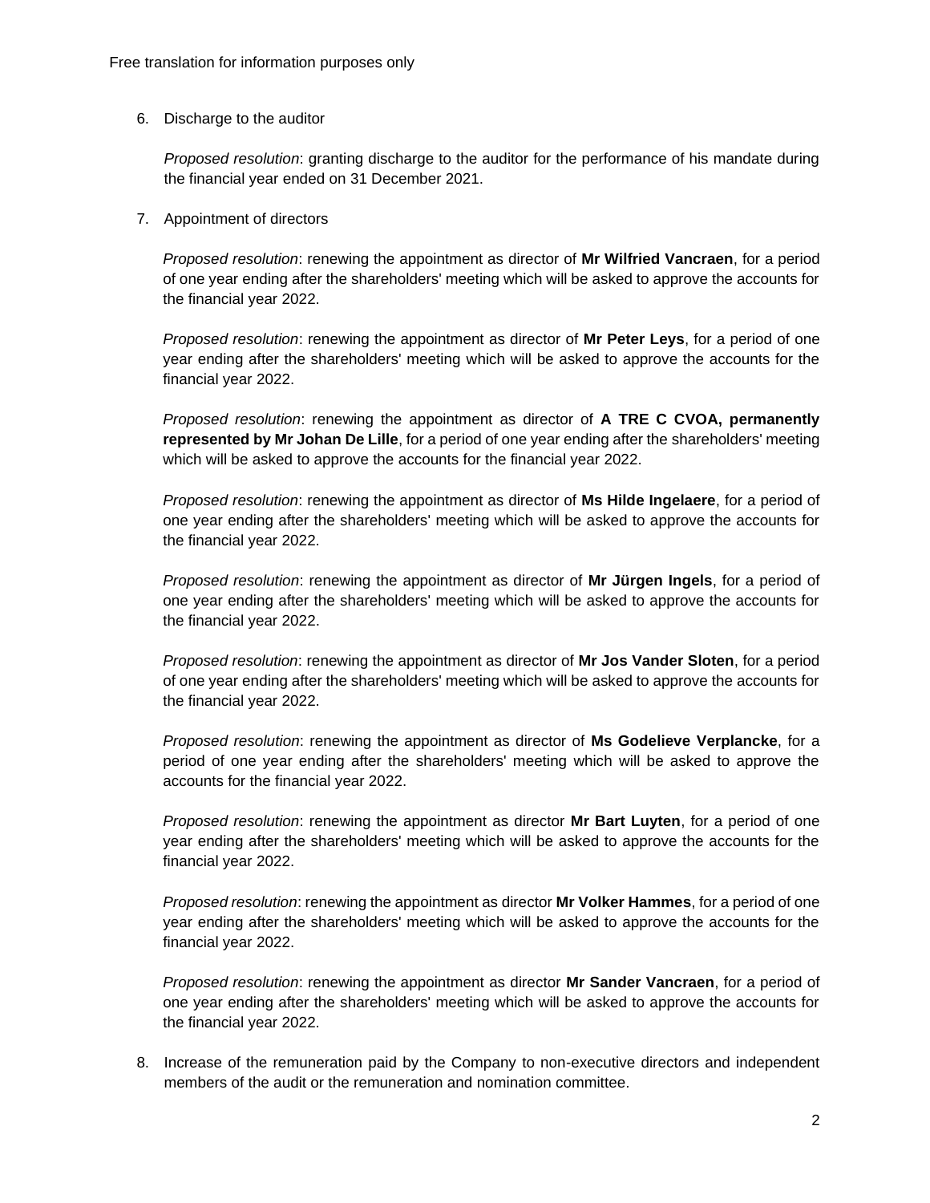Free translation for information purposes only

6. Discharge to the auditor

   *Proposed resolution*: granting discharge to the auditor for the performance of his mandate during the financial year ended on 31 December 2021.

7. Appointment of directors

   *Proposed resolution*: renewing the appointment as director of **Mr Wilfried Vancraen**, for a period of one year ending after the shareholders' meeting which will be asked to approve the accounts for the financial year 2022.

   *Proposed resolution*: renewing the appointment as director of **Mr Peter Leys**, for a period of one year ending after the shareholders' meeting which will be asked to approve the accounts for the financial year 2022.

   *Proposed resolution*: renewing the appointment as director of **A TRE C CVOA, permanently represented by Mr Johan De Lille**, for a period of one year ending after the shareholders' meeting which will be asked to approve the accounts for the financial year 2022.

   *Proposed resolution*: renewing the appointment as director of **Ms Hilde Ingelaere**, for a period of one year ending after the shareholders' meeting which will be asked to approve the accounts for the financial year 2022.

   *Proposed resolution*: renewing the appointment as director of **Mr Jürgen Ingels**, for a period of one year ending after the shareholders' meeting which will be asked to approve the accounts for the financial year 2022.

   *Proposed resolution*: renewing the appointment as director of **Mr Jos Vander Sloten**, for a period of one year ending after the shareholders' meeting which will be asked to approve the accounts for the financial year 2022.

   *Proposed resolution*: renewing the appointment as director of **Ms Godelieve Verplancke**, for a period of one year ending after the shareholders' meeting which will be asked to approve the accounts for the financial year 2022.

   *Proposed resolution*: renewing the appointment as director **Mr Bart Luyten**, for a period of one year ending after the shareholders' meeting which will be asked to approve the accounts for the financial year 2022.

   *Proposed resolution*: renewing the appointment as director **Mr Volker Hammes**, for a period of one year ending after the shareholders' meeting which will be asked to approve the accounts for the financial year 2022.

   *Proposed resolution*: renewing the appointment as director **Mr Sander Vancraen**, for a period of one year ending after the shareholders' meeting which will be asked to approve the accounts for the financial year 2022.

8. Increase of the remuneration paid by the Company to non-executive directors and independent members of the audit or the remuneration and nomination committee.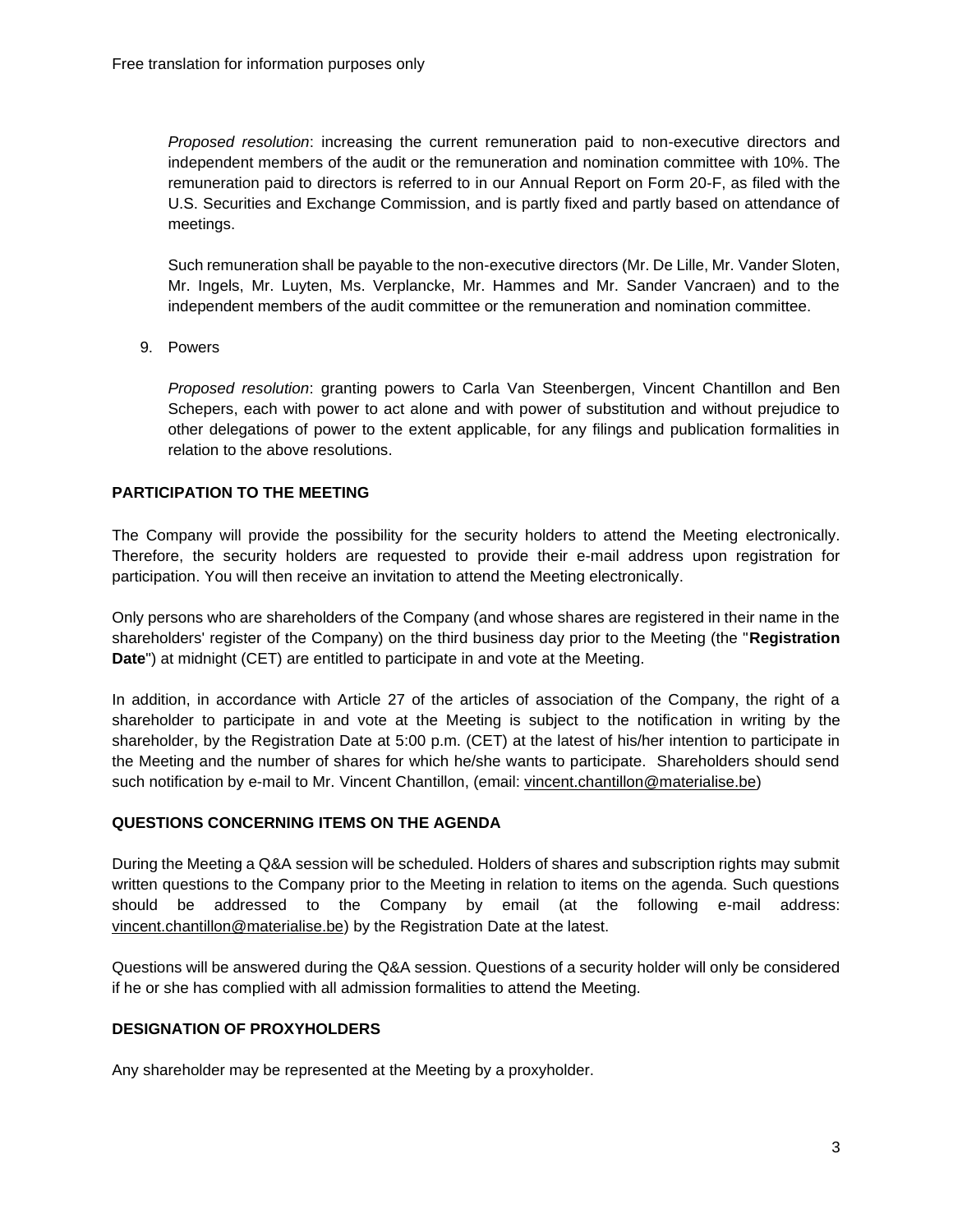Free translation for information purposes only

*Proposed resolution*: increasing the current remuneration paid to non-executive directors and independent members of the audit or the remuneration and nomination committee with 10%. The remuneration paid to directors is referred to in our Annual Report on Form 20-F, as filed with the U.S. Securities and Exchange Commission, and is partly fixed and partly based on attendance of meetings.

Such remuneration shall be payable to the non-executive directors (Mr. De Lille, Mr. Vander Sloten, Mr. Ingels, Mr. Luyten, Ms. Verplancke, Mr. Hammes and Mr. Sander Vancraen) and to the independent members of the audit committee or the remuneration and nomination committee.

9. Powers

   *Proposed resolution*: granting powers to Carla Van Steenbergen, Vincent Chantillon and Ben Schepers, each with power to act alone and with power of substitution and without prejudice to other delegations of power to the extent applicable, for any filings and publication formalities in relation to the above resolutions.

## PARTICIPATION TO THE MEETING

The Company will provide the possibility for the security holders to attend the Meeting electronically. Therefore, the security holders are requested to provide their e-mail address upon registration for participation. You will then receive an invitation to attend the Meeting electronically.

Only persons who are shareholders of the Company (and whose shares are registered in their name in the shareholders' register of the Company) on the third business day prior to the Meeting (the "**Registration Date**") at midnight (CET) are entitled to participate in and vote at the Meeting.

In addition, in accordance with Article 27 of the articles of association of the Company, the right of a shareholder to participate in and vote at the Meeting is subject to the notification in writing by the shareholder, by the Registration Date at 5:00 p.m. (CET) at the latest of his/her intention to participate in the Meeting and the number of shares for which he/she wants to participate. Shareholders should send such notification by e-mail to Mr. Vincent Chantillon, (email: vincent.chantillon@materialise.be)

## QUESTIONS CONCERNING ITEMS ON THE AGENDA

During the Meeting a Q&A session will be scheduled. Holders of shares and subscription rights may submit written questions to the Company prior to the Meeting in relation to items on the agenda. Such questions should be addressed to the Company by email (at the following e-mail address: vincent.chantillon@materialise.be) by the Registration Date at the latest.

Questions will be answered during the Q&A session. Questions of a security holder will only be considered if he or she has complied with all admission formalities to attend the Meeting.

## DESIGNATION OF PROXYHOLDERS

Any shareholder may be represented at the Meeting by a proxyholder.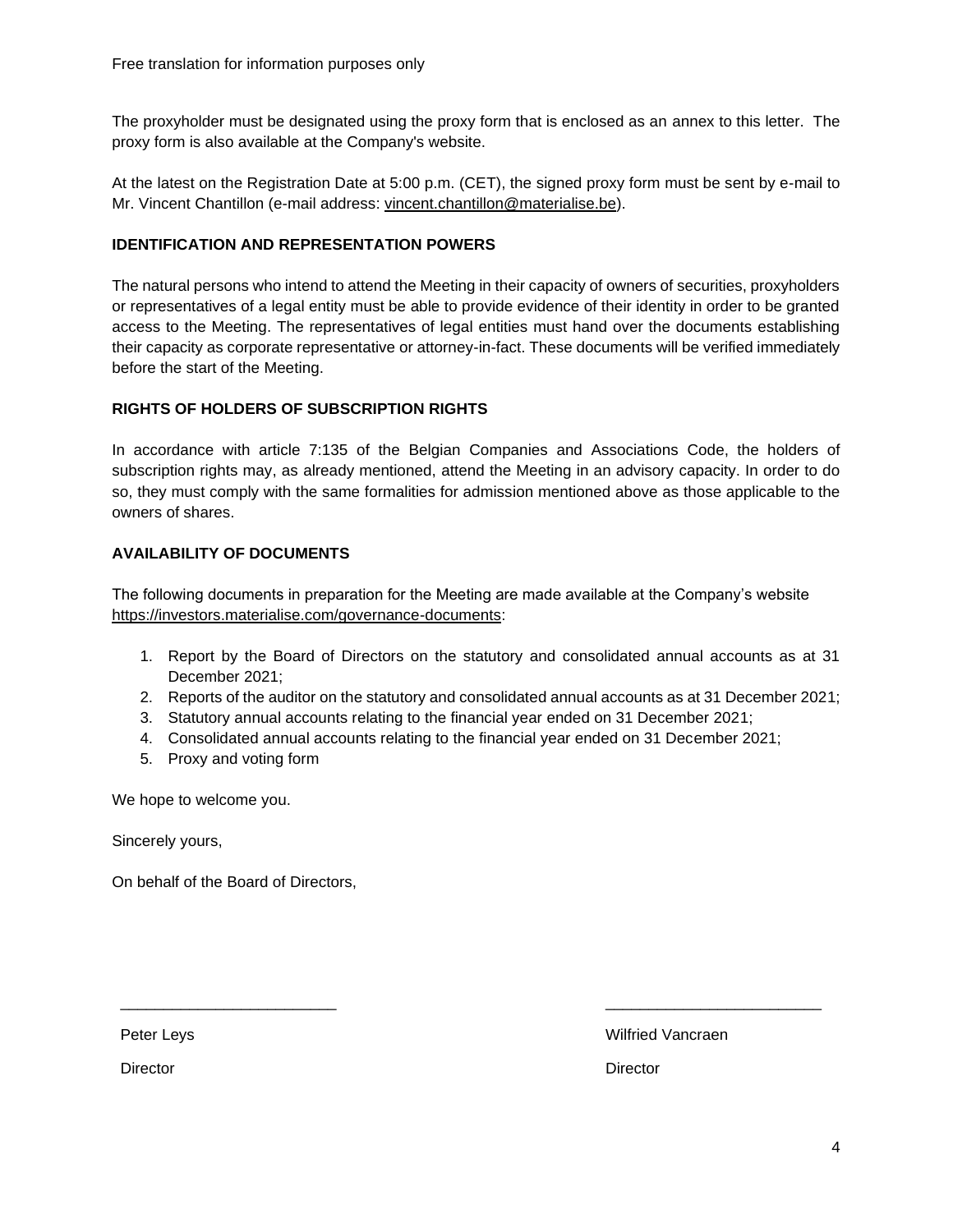Free translation for information purposes only

The proxyholder must be designated using the proxy form that is enclosed as an annex to this letter. The proxy form is also available at the Company's website.

At the latest on the Registration Date at 5:00 p.m. (CET), the signed proxy form must be sent by e-mail to Mr. Vincent Chantillon (e-mail address: vincent.chantillon@materialise.be).

**IDENTIFICATION AND REPRESENTATION POWERS**

The natural persons who intend to attend the Meeting in their capacity of owners of securities, proxyholders or representatives of a legal entity must be able to provide evidence of their identity in order to be granted access to the Meeting. The representatives of legal entities must hand over the documents establishing their capacity as corporate representative or attorney-in-fact. These documents will be verified immediately before the start of the Meeting.

**RIGHTS OF HOLDERS OF SUBSCRIPTION RIGHTS**

In accordance with article 7:135 of the Belgian Companies and Associations Code, the holders of subscription rights may, as already mentioned, attend the Meeting in an advisory capacity. In order to do so, they must comply with the same formalities for admission mentioned above as those applicable to the owners of shares.

**AVAILABILITY OF DOCUMENTS**

The following documents in preparation for the Meeting are made available at the Company's website https://investors.materialise.com/governance-documents:

1. Report by the Board of Directors on the statutory and consolidated annual accounts as at 31 December 2021;
2. Reports of the auditor on the statutory and consolidated annual accounts as at 31 December 2021;
3. Statutory annual accounts relating to the financial year ended on 31 December 2021;
4. Consolidated annual accounts relating to the financial year ended on 31 December 2021;
5. Proxy and voting form

We hope to welcome you.

Sincerely yours,

On behalf of the Board of Directors,

\_\_\_\_\_\_\_\_\_\_\_\_\_\_\_\_\_\_\_\_\_\_\_\_\_

Peter Leys

Director

\_\_\_\_\_\_\_\_\_\_\_\_\_\_\_\_\_\_\_\_\_\_\_\_\_

Wilfried Vancraen

Director